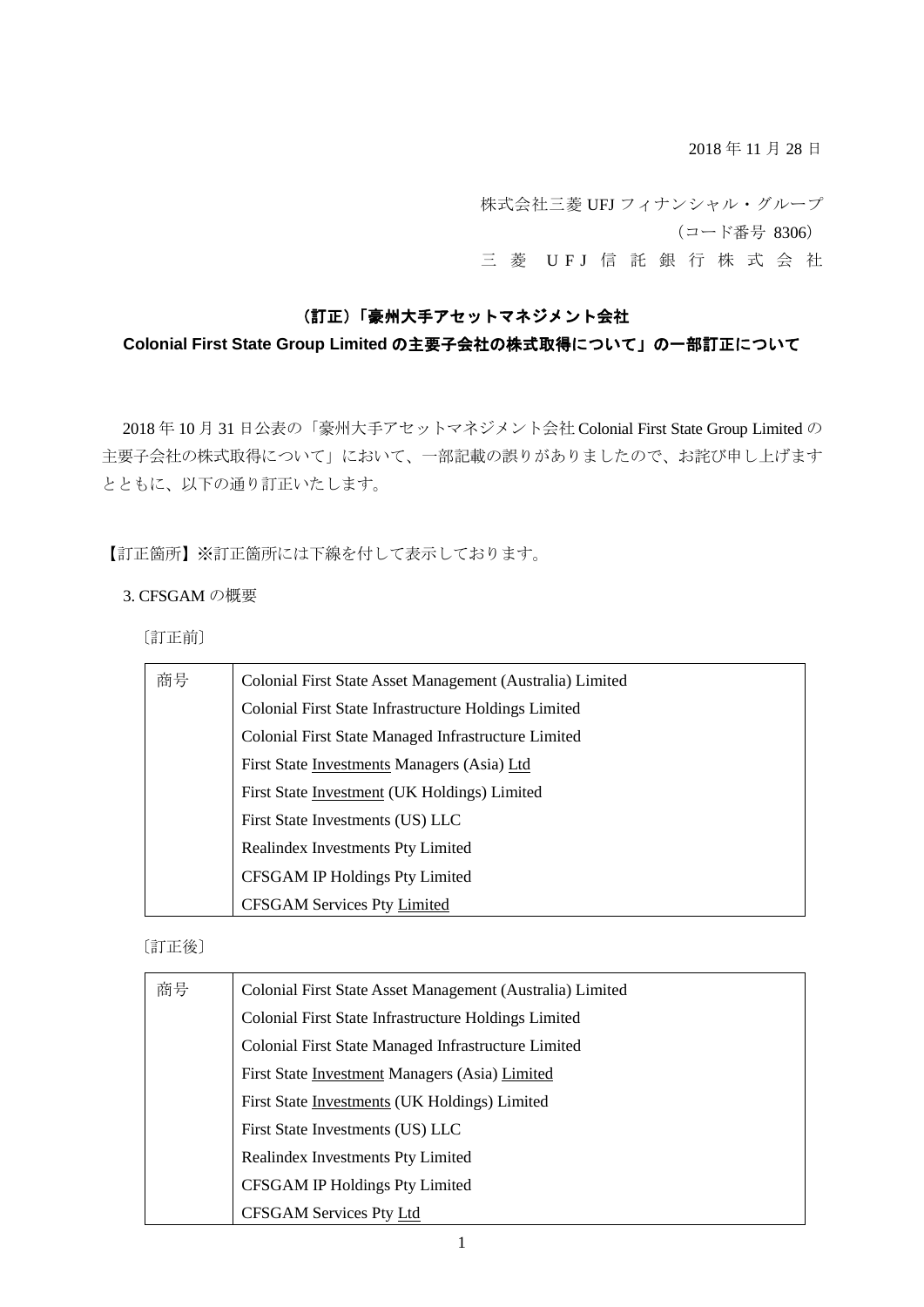2018 年 11 月 28 日

株式会社三菱 UFJ フィナンシャル・グループ
（コード番号 8306）
三菱 UFJ 信託銀行株式会社

## （訂正）「豪州大手アセットマネジメント会社 Colonial First State Group Limited の主要子会社の株式取得について」の一部訂正について

2018 年 10 月 31 日公表の「豪州大手アセットマネジメント会社 Colonial First State Group Limited の主要子会社の株式取得について」において、一部記載の誤りがありましたので、お詫び申し上げますとともに、以下の通り訂正いたします。

【訂正箇所】※訂正箇所には下線を付して表示しております。

3. CFSGAM の概要

〔訂正前〕

| 商号 | Colonial First State Asset Management (Australia) Limited |
|---|---|
| | Colonial First State Infrastructure Holdings Limited |
| | Colonial First State Managed Infrastructure Limited |
| | First State <u>Investments</u> Managers (Asia) <u>Ltd</u> |
| | First State <u>Investment</u> (UK Holdings) Limited |
| | First State Investments (US) LLC |
| | Realindex Investments Pty Limited |
| | CFSGAM IP Holdings Pty Limited |
| | CFSGAM Services Pty <u>Limited</u> |

〔訂正後〕

| 商号 | Colonial First State Asset Management (Australia) Limited |
|---|---|
| | Colonial First State Infrastructure Holdings Limited |
| | Colonial First State Managed Infrastructure Limited |
| | First State <u>Investment</u> Managers (Asia) <u>Limited</u> |
| | First State <u>Investments</u> (UK Holdings) Limited |
| | First State Investments (US) LLC |
| | Realindex Investments Pty Limited |
| | CFSGAM IP Holdings Pty Limited |
| | CFSGAM Services Pty <u>Ltd</u> |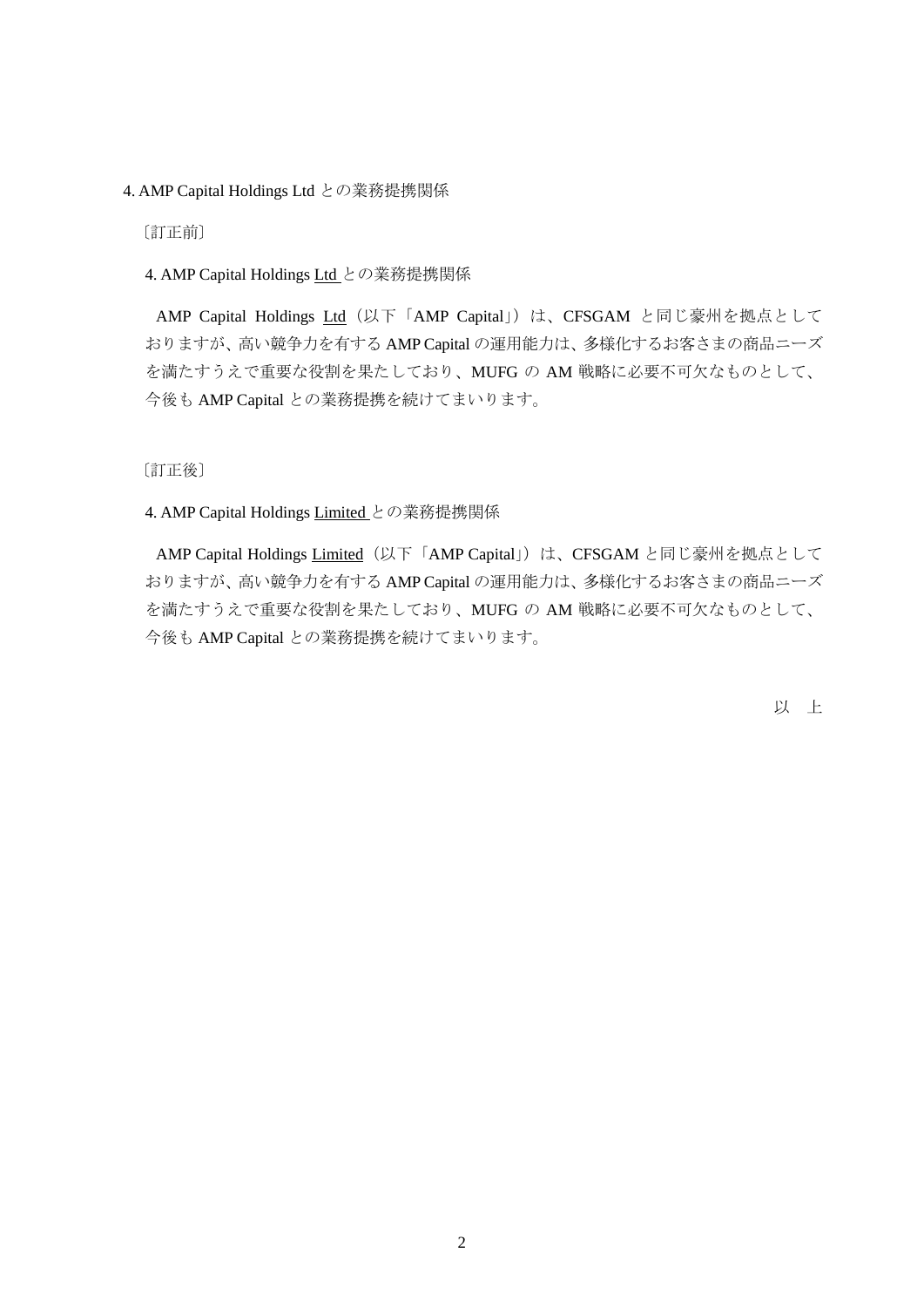4. AMP Capital Holdings Ltd との業務提携関係

〔訂正前〕

4. AMP Capital Holdings <u>Ltd</u> との業務提携関係

AMP Capital Holdings <u>Ltd</u>（以下「AMP Capital」）は、CFSGAM と同じ豪州を拠点としておりますが、高い競争力を有する AMP Capital の運用能力は、多様化するお客さまの商品ニーズを満たすうえで重要な役割を果たしており、MUFG の AM 戦略に必要不可欠なものとして、今後も AMP Capital との業務提携を続けてまいります。

〔訂正後〕

4. AMP Capital Holdings <u>Limited</u> との業務提携関係

AMP Capital Holdings <u>Limited</u>（以下「AMP Capital」）は、CFSGAM と同じ豪州を拠点としておりますが、高い競争力を有する AMP Capital の運用能力は、多様化するお客さまの商品ニーズを満たすうえで重要な役割を果たしており、MUFG の AM 戦略に必要不可欠なものとして、今後も AMP Capital との業務提携を続けてまいります。

以　上